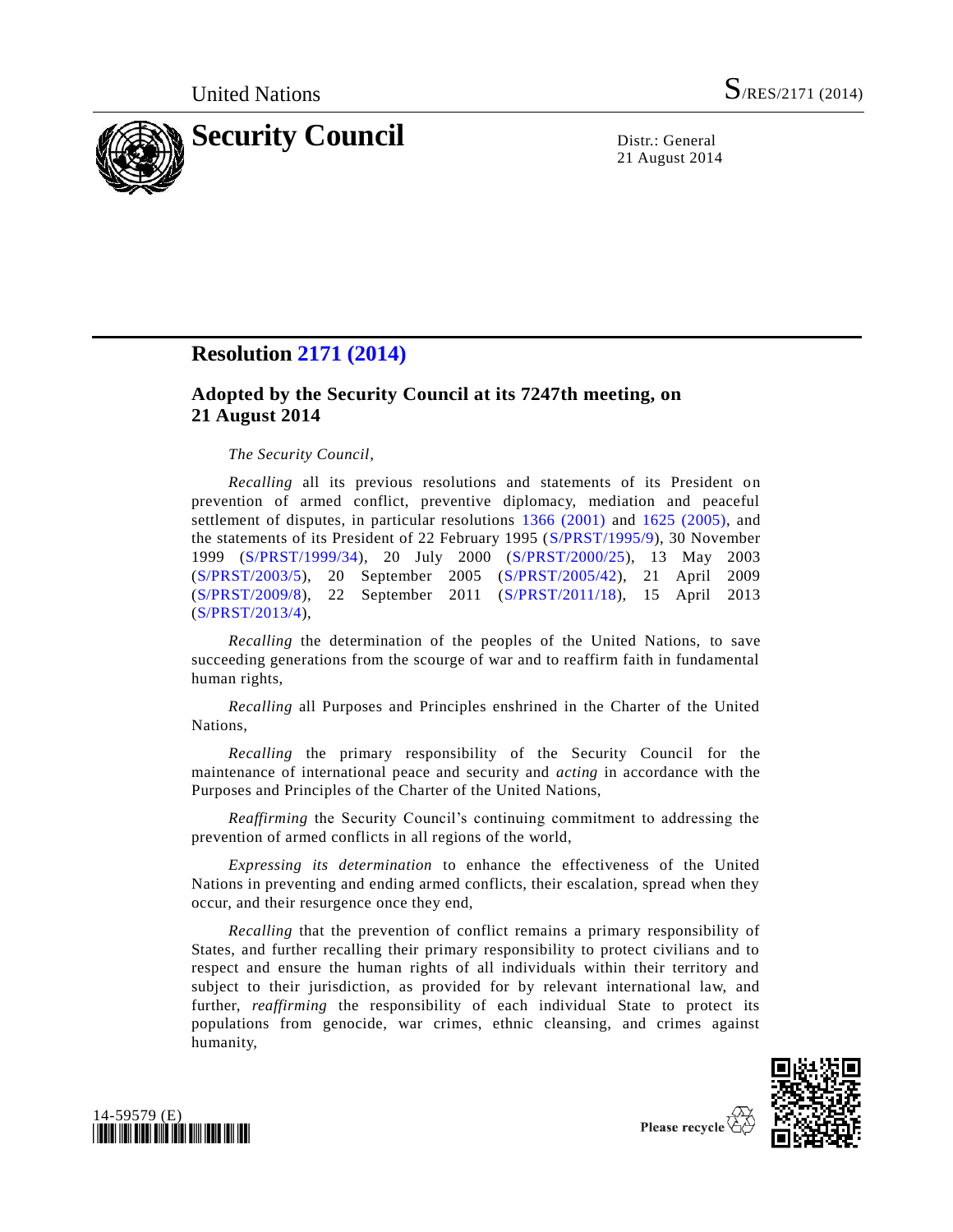United Nations S/RES/2171 (2014)

# Security Council

Distr.: General
21 August 2014

## Resolution 2171 (2014)

### Adopted by the Security Council at its 7247th meeting, on 21 August 2014

*The Security Council*,

*Recalling* all its previous resolutions and statements of its President on prevention of armed conflict, preventive diplomacy, mediation and peaceful settlement of disputes, in particular resolutions 1366 (2001) and 1625 (2005), and the statements of its President of 22 February 1995 (S/PRST/1995/9), 30 November 1999 (S/PRST/1999/34), 20 July 2000 (S/PRST/2000/25), 13 May 2003 (S/PRST/2003/5), 20 September 2005 (S/PRST/2005/42), 21 April 2009 (S/PRST/2009/8), 22 September 2011 (S/PRST/2011/18), 15 April 2013 (S/PRST/2013/4),

*Recalling* the determination of the peoples of the United Nations, to save succeeding generations from the scourge of war and to reaffirm faith in fundamental human rights,

*Recalling* all Purposes and Principles enshrined in the Charter of the United Nations,

*Recalling* the primary responsibility of the Security Council for the maintenance of international peace and security and *acting* in accordance with the Purposes and Principles of the Charter of the United Nations,

*Reaffirming* the Security Council's continuing commitment to addressing the prevention of armed conflicts in all regions of the world,

*Expressing its determination* to enhance the effectiveness of the United Nations in preventing and ending armed conflicts, their escalation, spread when they occur, and their resurgence once they end,

*Recalling* that the prevention of conflict remains a primary responsibility of States, and further recalling their primary responsibility to protect civilians and to respect and ensure the human rights of all individuals within their territory and subject to their jurisdiction, as provided for by relevant international law, and further, *reaffirming* the responsibility of each individual State to protect its populations from genocide, war crimes, ethnic cleansing, and crimes against humanity,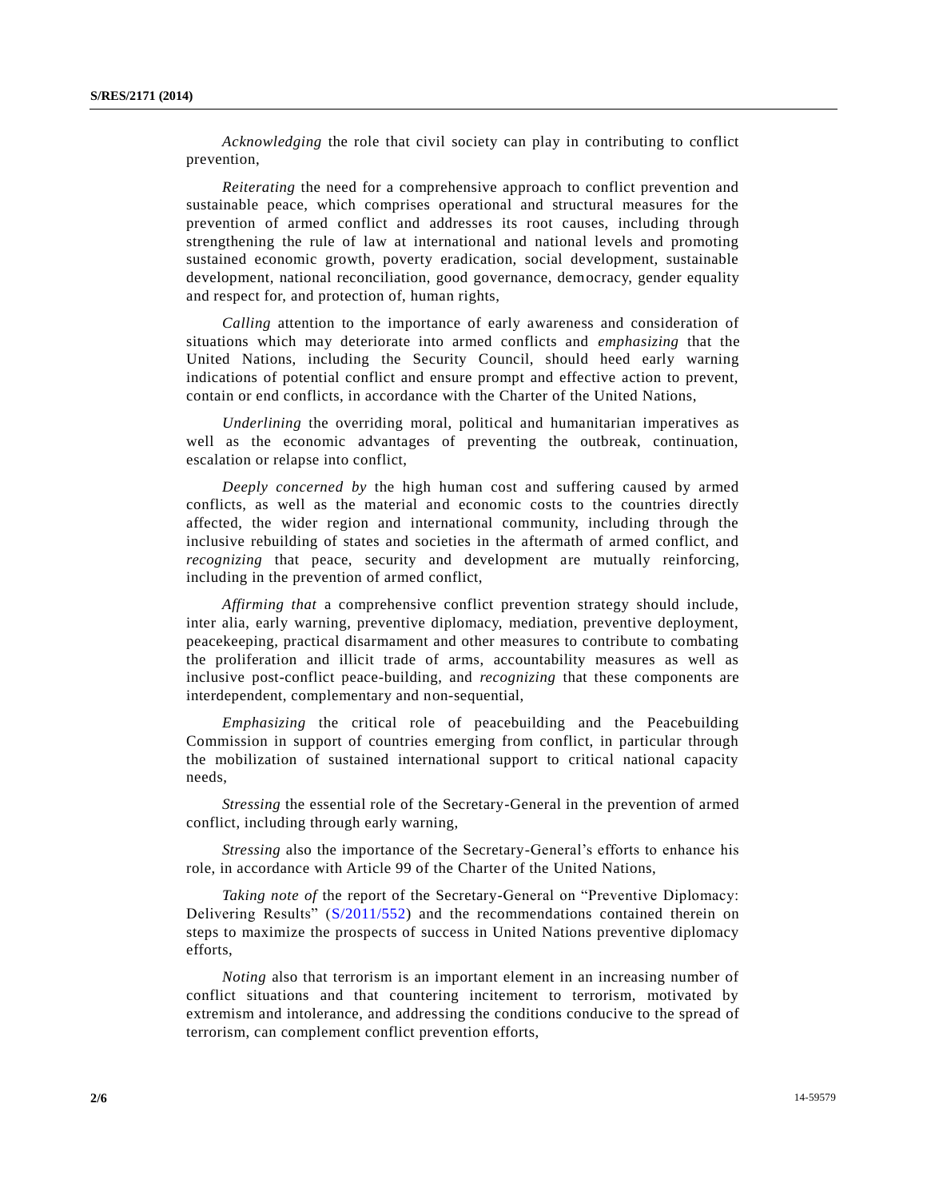*Acknowledging* the role that civil society can play in contributing to conflict prevention,

*Reiterating* the need for a comprehensive approach to conflict prevention and sustainable peace, which comprises operational and structural measures for the prevention of armed conflict and addresses its root causes, including through strengthening the rule of law at international and national levels and promoting sustained economic growth, poverty eradication, social development, sustainable development, national reconciliation, good governance, democracy, gender equality and respect for, and protection of, human rights,

*Calling* attention to the importance of early awareness and consideration of situations which may deteriorate into armed conflicts and *emphasizing* that the United Nations, including the Security Council, should heed early warning indications of potential conflict and ensure prompt and effective action to prevent, contain or end conflicts, in accordance with the Charter of the United Nations,

*Underlining* the overriding moral, political and humanitarian imperatives as well as the economic advantages of preventing the outbreak, continuation, escalation or relapse into conflict,

*Deeply concerned by* the high human cost and suffering caused by armed conflicts, as well as the material and economic costs to the countries directly affected, the wider region and international community, including through the inclusive rebuilding of states and societies in the aftermath of armed conflict, and *recognizing* that peace, security and development are mutually reinforcing, including in the prevention of armed conflict,

*Affirming that* a comprehensive conflict prevention strategy should include, inter alia, early warning, preventive diplomacy, mediation, preventive deployment, peacekeeping, practical disarmament and other measures to contribute to combating the proliferation and illicit trade of arms, accountability measures as well as inclusive post-conflict peace-building, and *recognizing* that these components are interdependent, complementary and non-sequential,

*Emphasizing* the critical role of peacebuilding and the Peacebuilding Commission in support of countries emerging from conflict, in particular through the mobilization of sustained international support to critical national capacity needs,

*Stressing* the essential role of the Secretary-General in the prevention of armed conflict, including through early warning,

*Stressing* also the importance of the Secretary-General's efforts to enhance his role, in accordance with Article 99 of the Charter of the United Nations,

*Taking note of* the report of the Secretary-General on "Preventive Diplomacy: Delivering Results" (S/2011/552) and the recommendations contained therein on steps to maximize the prospects of success in United Nations preventive diplomacy efforts,

*Noting* also that terrorism is an important element in an increasing number of conflict situations and that countering incitement to terrorism, motivated by extremism and intolerance, and addressing the conditions conducive to the spread of terrorism, can complement conflict prevention efforts,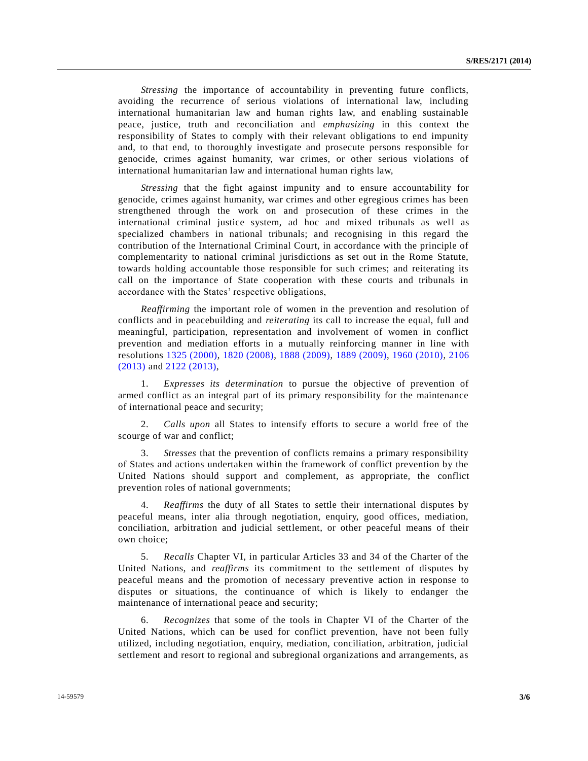*Stressing* the importance of accountability in preventing future conflicts, avoiding the recurrence of serious violations of international law, including international humanitarian law and human rights law, and enabling sustainable peace, justice, truth and reconciliation and *emphasizing* in this context the responsibility of States to comply with their relevant obligations to end impunity and, to that end, to thoroughly investigate and prosecute persons responsible for genocide, crimes against humanity, war crimes, or other serious violations of international humanitarian law and international human rights law,

*Stressing* that the fight against impunity and to ensure accountability for genocide, crimes against humanity, war crimes and other egregious crimes has been strengthened through the work on and prosecution of these crimes in the international criminal justice system, ad hoc and mixed tribunals as well as specialized chambers in national tribunals; and recognising in this regard the contribution of the International Criminal Court, in accordance with the principle of complementarity to national criminal jurisdictions as set out in the Rome Statute, towards holding accountable those responsible for such crimes; and reiterating its call on the importance of State cooperation with these courts and tribunals in accordance with the States' respective obligations,

*Reaffirming* the important role of women in the prevention and resolution of conflicts and in peacebuilding and *reiterating* its call to increase the equal, full and meaningful, participation, representation and involvement of women in conflict prevention and mediation efforts in a mutually reinforcing manner in line with resolutions 1325 (2000), 1820 (2008), 1888 (2009), 1889 (2009), 1960 (2010), 2106 (2013) and 2122 (2013),

1. *Expresses its determination* to pursue the objective of prevention of armed conflict as an integral part of its primary responsibility for the maintenance of international peace and security;

2. *Calls upon* all States to intensify efforts to secure a world free of the scourge of war and conflict;

3. *Stresses* that the prevention of conflicts remains a primary responsibility of States and actions undertaken within the framework of conflict prevention by the United Nations should support and complement, as appropriate, the conflict prevention roles of national governments;

4. *Reaffirms* the duty of all States to settle their international disputes by peaceful means, inter alia through negotiation, enquiry, good offices, mediation, conciliation, arbitration and judicial settlement, or other peaceful means of their own choice;

5. *Recalls* Chapter VI, in particular Articles 33 and 34 of the Charter of the United Nations, and *reaffirms* its commitment to the settlement of disputes by peaceful means and the promotion of necessary preventive action in response to disputes or situations, the continuance of which is likely to endanger the maintenance of international peace and security;

6. *Recognizes* that some of the tools in Chapter VI of the Charter of the United Nations, which can be used for conflict prevention, have not been fully utilized, including negotiation, enquiry, mediation, conciliation, arbitration, judicial settlement and resort to regional and subregional organizations and arrangements, as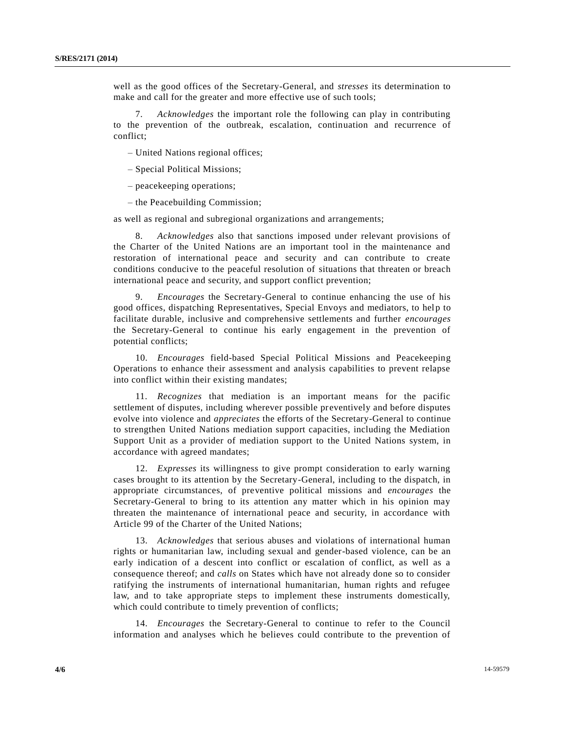well as the good offices of the Secretary-General, and *stresses* its determination to make and call for the greater and more effective use of such tools;

7. *Acknowledges* the important role the following can play in contributing to the prevention of the outbreak, escalation, continuation and recurrence of conflict;

– United Nations regional offices;

– Special Political Missions;

– peacekeeping operations;

– the Peacebuilding Commission;

as well as regional and subregional organizations and arrangements;

8. *Acknowledges* also that sanctions imposed under relevant provisions of the Charter of the United Nations are an important tool in the maintenance and restoration of international peace and security and can contribute to create conditions conducive to the peaceful resolution of situations that threaten or breach international peace and security, and support conflict prevention;

9. *Encourages* the Secretary-General to continue enhancing the use of his good offices, dispatching Representatives, Special Envoys and mediators, to help to facilitate durable, inclusive and comprehensive settlements and further *encourages* the Secretary-General to continue his early engagement in the prevention of potential conflicts;

10. *Encourages* field-based Special Political Missions and Peacekeeping Operations to enhance their assessment and analysis capabilities to prevent relapse into conflict within their existing mandates;

11. *Recognizes* that mediation is an important means for the pacific settlement of disputes, including wherever possible preventively and before disputes evolve into violence and *appreciates* the efforts of the Secretary-General to continue to strengthen United Nations mediation support capacities, including the Mediation Support Unit as a provider of mediation support to the United Nations system, in accordance with agreed mandates;

12. *Expresses* its willingness to give prompt consideration to early warning cases brought to its attention by the Secretary-General, including to the dispatch, in appropriate circumstances, of preventive political missions and *encourages* the Secretary-General to bring to its attention any matter which in his opinion may threaten the maintenance of international peace and security, in accordance with Article 99 of the Charter of the United Nations;

13. *Acknowledges* that serious abuses and violations of international human rights or humanitarian law, including sexual and gender-based violence, can be an early indication of a descent into conflict or escalation of conflict, as well as a consequence thereof; and *calls* on States which have not already done so to consider ratifying the instruments of international humanitarian, human rights and refugee law, and to take appropriate steps to implement these instruments domestically, which could contribute to timely prevention of conflicts;

14. *Encourages* the Secretary-General to continue to refer to the Council information and analyses which he believes could contribute to the prevention of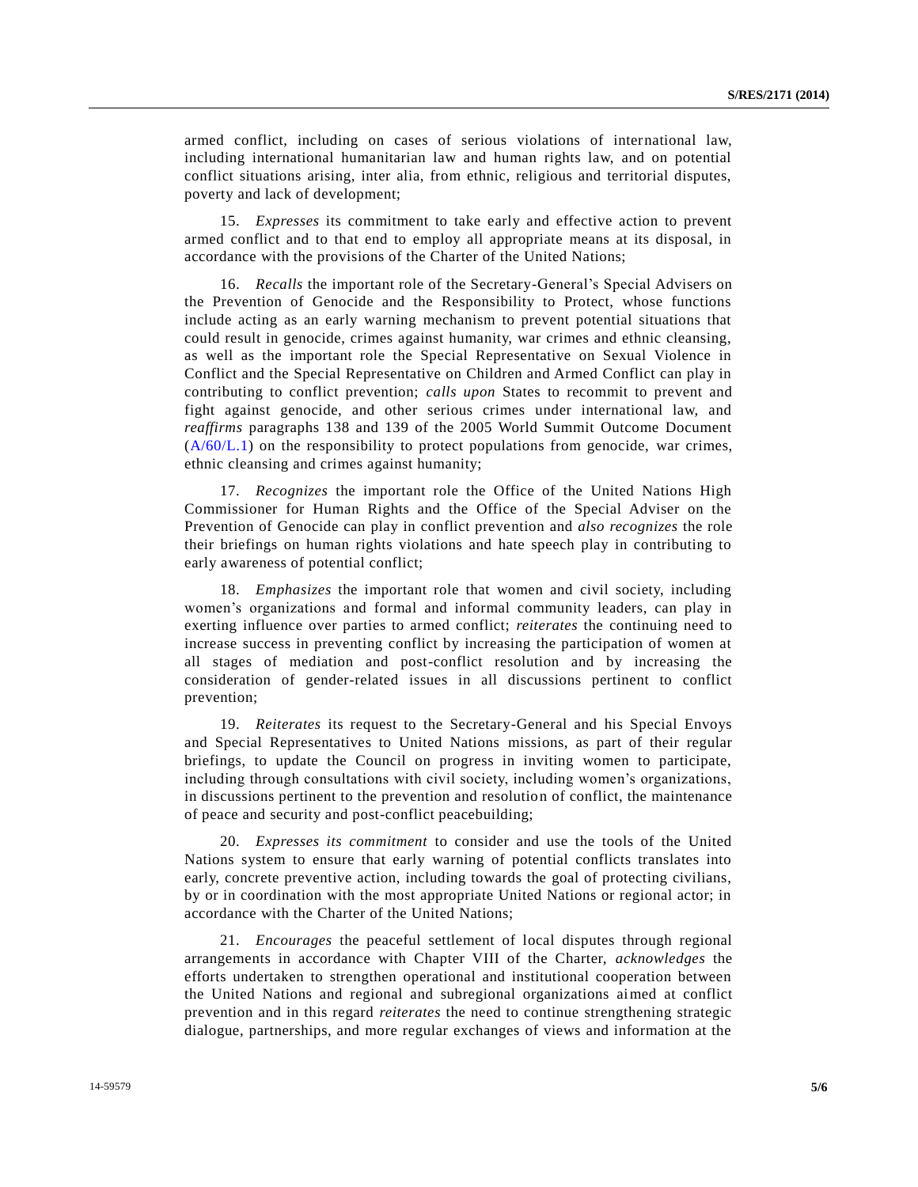armed conflict, including on cases of serious violations of international law, including international humanitarian law and human rights law, and on potential conflict situations arising, inter alia, from ethnic, religious and territorial disputes, poverty and lack of development;

15. *Expresses* its commitment to take early and effective action to prevent armed conflict and to that end to employ all appropriate means at its disposal, in accordance with the provisions of the Charter of the United Nations;

16. *Recalls* the important role of the Secretary-General's Special Advisers on the Prevention of Genocide and the Responsibility to Protect, whose functions include acting as an early warning mechanism to prevent potential situations that could result in genocide, crimes against humanity, war crimes and ethnic cleansing, as well as the important role the Special Representative on Sexual Violence in Conflict and the Special Representative on Children and Armed Conflict can play in contributing to conflict prevention; *calls upon* States to recommit to prevent and fight against genocide, and other serious crimes under international law, and *reaffirms* paragraphs 138 and 139 of the 2005 World Summit Outcome Document (A/60/L.1) on the responsibility to protect populations from genocide, war crimes, ethnic cleansing and crimes against humanity;

17. *Recognizes* the important role the Office of the United Nations High Commissioner for Human Rights and the Office of the Special Adviser on the Prevention of Genocide can play in conflict prevention and *also recognizes* the role their briefings on human rights violations and hate speech play in contributing to early awareness of potential conflict;

18. *Emphasizes* the important role that women and civil society, including women's organizations and formal and informal community leaders, can play in exerting influence over parties to armed conflict; *reiterates* the continuing need to increase success in preventing conflict by increasing the participation of women at all stages of mediation and post-conflict resolution and by increasing the consideration of gender-related issues in all discussions pertinent to conflict prevention;

19. *Reiterates* its request to the Secretary-General and his Special Envoys and Special Representatives to United Nations missions, as part of their regular briefings, to update the Council on progress in inviting women to participate, including through consultations with civil society, including women's organizations, in discussions pertinent to the prevention and resolution of conflict, the maintenance of peace and security and post-conflict peacebuilding;

20. *Expresses its commitment* to consider and use the tools of the United Nations system to ensure that early warning of potential conflicts translates into early, concrete preventive action, including towards the goal of protecting civilians, by or in coordination with the most appropriate United Nations or regional actor; in accordance with the Charter of the United Nations;

21. *Encourages* the peaceful settlement of local disputes through regional arrangements in accordance with Chapter VIII of the Charter, *acknowledges* the efforts undertaken to strengthen operational and institutional cooperation between the United Nations and regional and subregional organizations aimed at conflict prevention and in this regard *reiterates* the need to continue strengthening strategic dialogue, partnerships, and more regular exchanges of views and information at the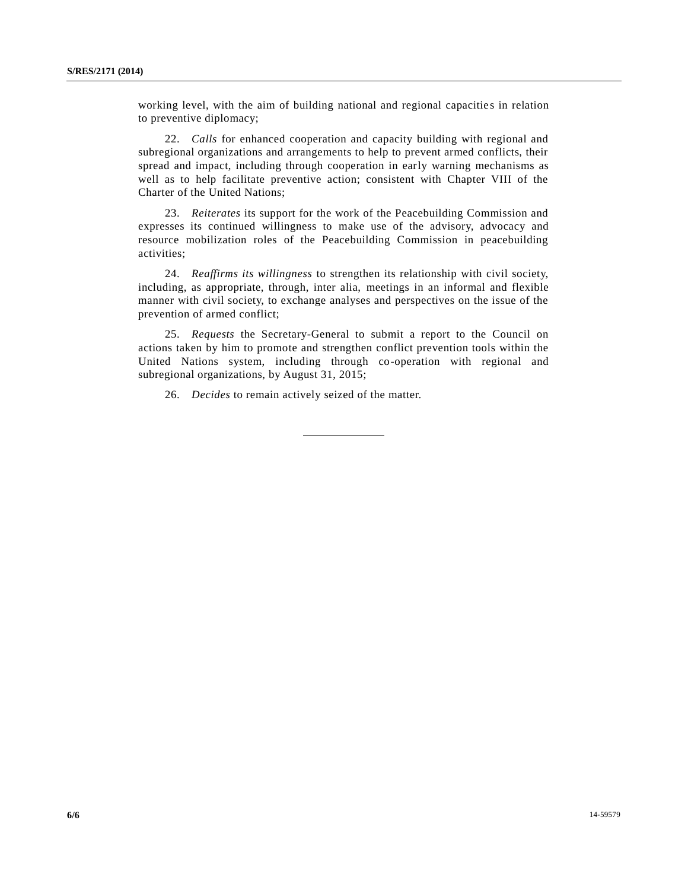working level, with the aim of building national and regional capacities in relation to preventive diplomacy;

22. *Calls* for enhanced cooperation and capacity building with regional and subregional organizations and arrangements to help to prevent armed conflicts, their spread and impact, including through cooperation in early warning mechanisms as well as to help facilitate preventive action; consistent with Chapter VIII of the Charter of the United Nations;

23. *Reiterates* its support for the work of the Peacebuilding Commission and expresses its continued willingness to make use of the advisory, advocacy and resource mobilization roles of the Peacebuilding Commission in peacebuilding activities;

24. *Reaffirms its willingness* to strengthen its relationship with civil society, including, as appropriate, through, inter alia, meetings in an informal and flexible manner with civil society, to exchange analyses and perspectives on the issue of the prevention of armed conflict;

25. *Requests* the Secretary-General to submit a report to the Council on actions taken by him to promote and strengthen conflict prevention tools within the United Nations system, including through co-operation with regional and subregional organizations, by August 31, 2015;

26. *Decides* to remain actively seized of the matter.